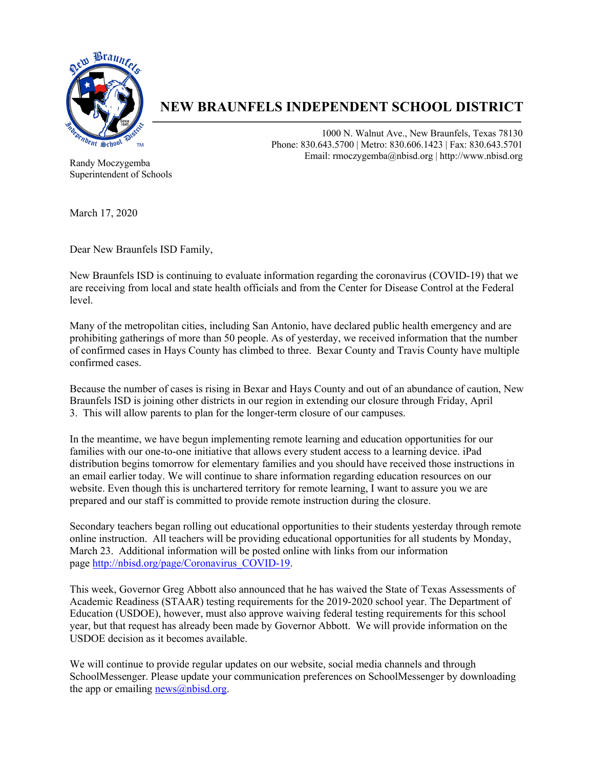# NEW BRAUNFELS INDEPENDENT SCHOOL DISTRICT

1000 N. Walnut Ave., New Braunfels, Texas 78130
Phone: 830.643.5700 | Metro: 830.606.1423 | Fax: 830.643.5701
Email: rmoczygemba@nbisd.org | http://www.nbisd.org

Randy Moczygemba
Superintendent of Schools

March 17, 2020

Dear New Braunfels ISD Family,

New Braunfels ISD is continuing to evaluate information regarding the coronavirus (COVID-19) that we are receiving from local and state health officials and from the Center for Disease Control at the Federal level.

Many of the metropolitan cities, including San Antonio, have declared public health emergency and are prohibiting gatherings of more than 50 people. As of yesterday, we received information that the number of confirmed cases in Hays County has climbed to three. Bexar County and Travis County have multiple confirmed cases.

Because the number of cases is rising in Bexar and Hays County and out of an abundance of caution, New Braunfels ISD is joining other districts in our region in extending our closure through Friday, April 3. This will allow parents to plan for the longer-term closure of our campuses.

In the meantime, we have begun implementing remote learning and education opportunities for our families with our one-to-one initiative that allows every student access to a learning device. iPad distribution begins tomorrow for elementary families and you should have received those instructions in an email earlier today. We will continue to share information regarding education resources on our website. Even though this is unchartered territory for remote learning, I want to assure you we are prepared and our staff is committed to provide remote instruction during the closure.

Secondary teachers began rolling out educational opportunities to their students yesterday through remote online instruction. All teachers will be providing educational opportunities for all students by Monday, March 23. Additional information will be posted online with links from our information page [http://nbisd.org/page/Coronavirus_COVID-19](http://nbisd.org/page/Coronavirus_COVID-19).

This week, Governor Greg Abbott also announced that he has waived the State of Texas Assessments of Academic Readiness (STAAR) testing requirements for the 2019-2020 school year. The Department of Education (USDOE), however, must also approve waiving federal testing requirements for this school year, but that request has already been made by Governor Abbott. We will provide information on the USDOE decision as it becomes available.

We will continue to provide regular updates on our website, social media channels and through SchoolMessenger. Please update your communication preferences on SchoolMessenger by downloading the app or emailing [news@nbisd.org](mailto:news@nbisd.org).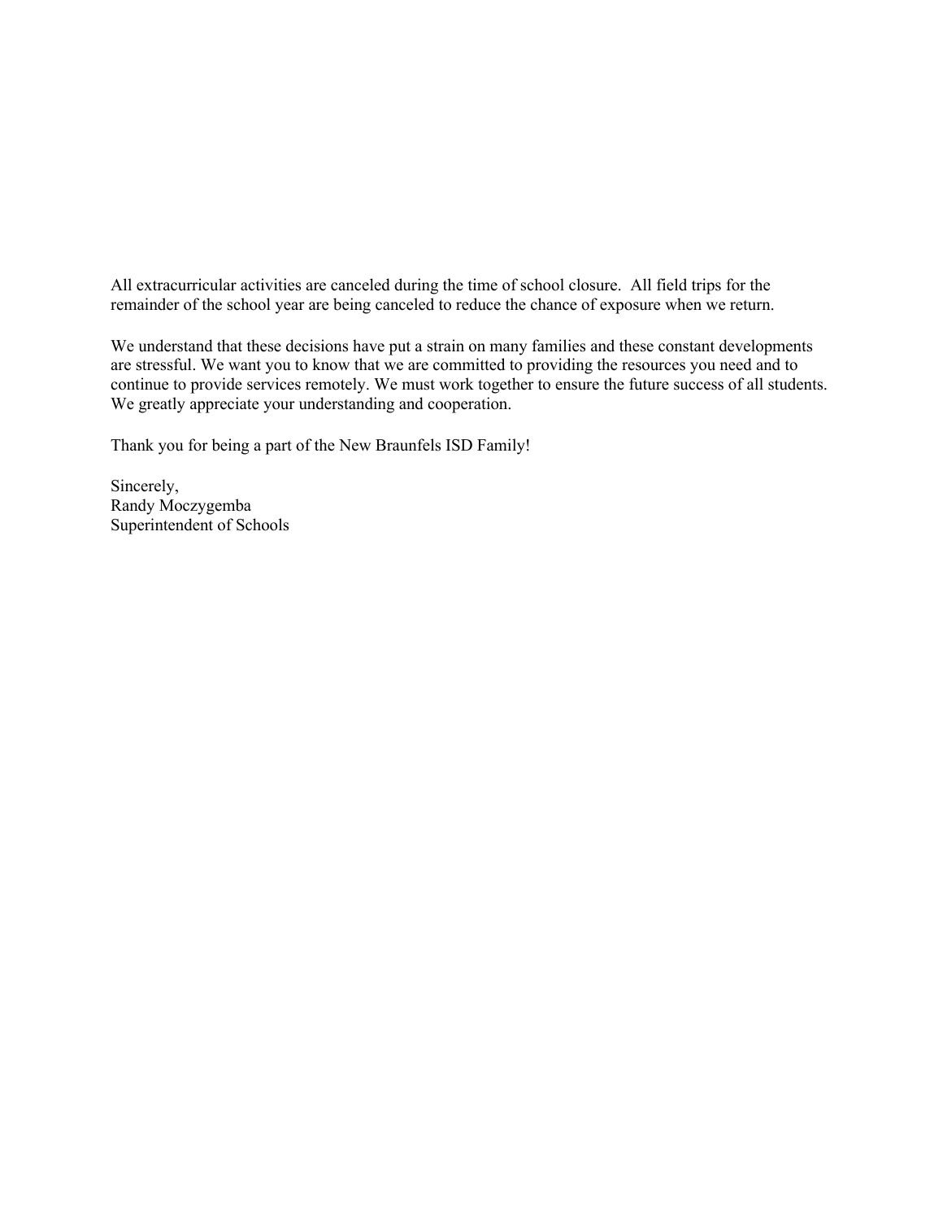All extracurricular activities are canceled during the time of school closure. All field trips for the remainder of the school year are being canceled to reduce the chance of exposure when we return.

We understand that these decisions have put a strain on many families and these constant developments are stressful. We want you to know that we are committed to providing the resources you need and to continue to provide services remotely. We must work together to ensure the future success of all students. We greatly appreciate your understanding and cooperation.

Thank you for being a part of the New Braunfels ISD Family!

Sincerely,
Randy Moczygemba
Superintendent of Schools